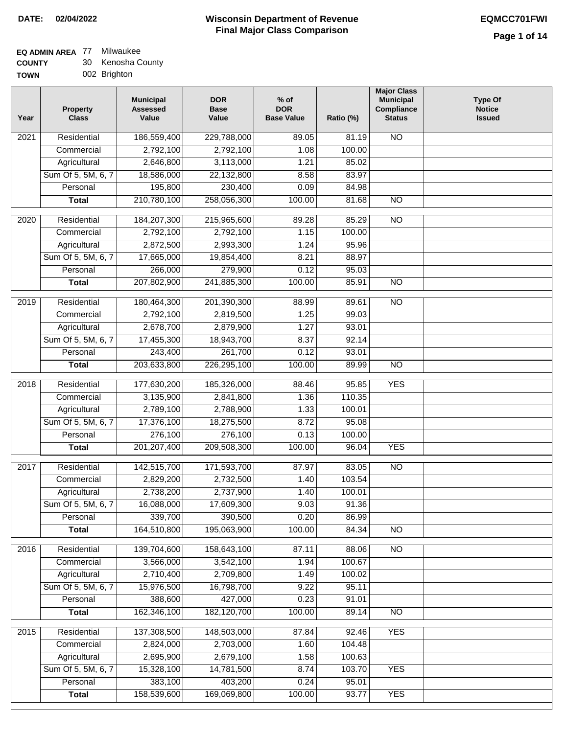**DATE:** 02/04/2022

# Wisconsin Department of Revenue
## Final Major Class Comparison

**EQMCC701FWI**

**EQ ADMIN AREA** 77 Milwaukee
**COUNTY** 30 Kenosha County
**TOWN** 002 Brighton

| Year | Property Class | Municipal Assessed Value | DOR Base Value | % of DOR Base Value | Ratio (%) | Major Class Municipal Compliance Status | Type Of Notice Issued |
|---|---|---|---|---|---|---|---|
| 2021 | Residential | 186,559,400 | 229,788,000 | 89.05 | 81.19 | NO | |
| | Commercial | 2,792,100 | 2,792,100 | 1.08 | 100.00 | | |
| | Agricultural | 2,646,800 | 3,113,000 | 1.21 | 85.02 | | |
| | Sum Of 5, 5M, 6, 7 | 18,586,000 | 22,132,800 | 8.58 | 83.97 | | |
| | Personal | 195,800 | 230,400 | 0.09 | 84.98 | | |
| | **Total** | 210,780,100 | 258,056,300 | 100.00 | 81.68 | NO | |
| 2020 | Residential | 184,207,300 | 215,965,600 | 89.28 | 85.29 | NO | |
| | Commercial | 2,792,100 | 2,792,100 | 1.15 | 100.00 | | |
| | Agricultural | 2,872,500 | 2,993,300 | 1.24 | 95.96 | | |
| | Sum Of 5, 5M, 6, 7 | 17,665,000 | 19,854,400 | 8.21 | 88.97 | | |
| | Personal | 266,000 | 279,900 | 0.12 | 95.03 | | |
| | **Total** | 207,802,900 | 241,885,300 | 100.00 | 85.91 | NO | |
| 2019 | Residential | 180,464,300 | 201,390,300 | 88.99 | 89.61 | NO | |
| | Commercial | 2,792,100 | 2,819,500 | 1.25 | 99.03 | | |
| | Agricultural | 2,678,700 | 2,879,900 | 1.27 | 93.01 | | |
| | Sum Of 5, 5M, 6, 7 | 17,455,300 | 18,943,700 | 8.37 | 92.14 | | |
| | Personal | 243,400 | 261,700 | 0.12 | 93.01 | | |
| | **Total** | 203,633,800 | 226,295,100 | 100.00 | 89.99 | NO | |
| 2018 | Residential | 177,630,200 | 185,326,000 | 88.46 | 95.85 | YES | |
| | Commercial | 3,135,900 | 2,841,800 | 1.36 | 110.35 | | |
| | Agricultural | 2,789,100 | 2,788,900 | 1.33 | 100.01 | | |
| | Sum Of 5, 5M, 6, 7 | 17,376,100 | 18,275,500 | 8.72 | 95.08 | | |
| | Personal | 276,100 | 276,100 | 0.13 | 100.00 | | |
| | **Total** | 201,207,400 | 209,508,300 | 100.00 | 96.04 | YES | |
| 2017 | Residential | 142,515,700 | 171,593,700 | 87.97 | 83.05 | NO | |
| | Commercial | 2,829,200 | 2,732,500 | 1.40 | 103.54 | | |
| | Agricultural | 2,738,200 | 2,737,900 | 1.40 | 100.01 | | |
| | Sum Of 5, 5M, 6, 7 | 16,088,000 | 17,609,300 | 9.03 | 91.36 | | |
| | Personal | 339,700 | 390,500 | 0.20 | 86.99 | | |
| | **Total** | 164,510,800 | 195,063,900 | 100.00 | 84.34 | NO | |
| 2016 | Residential | 139,704,600 | 158,643,100 | 87.11 | 88.06 | NO | |
| | Commercial | 3,566,000 | 3,542,100 | 1.94 | 100.67 | | |
| | Agricultural | 2,710,400 | 2,709,800 | 1.49 | 100.02 | | |
| | Sum Of 5, 5M, 6, 7 | 15,976,500 | 16,798,700 | 9.22 | 95.11 | | |
| | Personal | 388,600 | 427,000 | 0.23 | 91.01 | | |
| | **Total** | 162,346,100 | 182,120,700 | 100.00 | 89.14 | NO | |
| 2015 | Residential | 137,308,500 | 148,503,000 | 87.84 | 92.46 | YES | |
| | Commercial | 2,824,000 | 2,703,000 | 1.60 | 104.48 | | |
| | Agricultural | 2,695,900 | 2,679,100 | 1.58 | 100.63 | | |
| | Sum Of 5, 5M, 6, 7 | 15,328,100 | 14,781,500 | 8.74 | 103.70 | YES | |
| | Personal | 383,100 | 403,200 | 0.24 | 95.01 | | |
| | **Total** | 158,539,600 | 169,069,800 | 100.00 | 93.77 | YES | |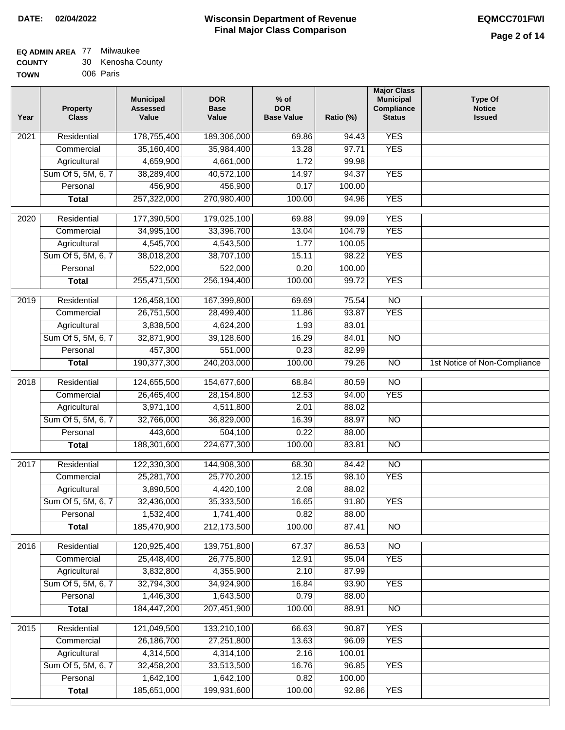**DATE: 02/04/2022**

# Wisconsin Department of Revenue
## Final Major Class Comparison

**EQMCC701FWI**

**EQ ADMIN AREA** 77 Milwaukee
**COUNTY** 30 Kenosha County
**TOWN** 006 Paris

| Year | Property Class | Municipal Assessed Value | DOR Base Value | % of DOR Base Value | Ratio (%) | Major Class Municipal Compliance Status | Type Of Notice Issued |
|---|---|---|---|---|---|---|---|
| 2021 | Residential | 178,755,400 | 189,306,000 | 69.86 | 94.43 | YES | |
| | Commercial | 35,160,400 | 35,984,400 | 13.28 | 97.71 | YES | |
| | Agricultural | 4,659,900 | 4,661,000 | 1.72 | 99.98 | | |
| | Sum Of 5, 5M, 6, 7 | 38,289,400 | 40,572,100 | 14.97 | 94.37 | YES | |
| | Personal | 456,900 | 456,900 | 0.17 | 100.00 | | |
| | **Total** | 257,322,000 | 270,980,400 | 100.00 | 94.96 | YES | |
| 2020 | Residential | 177,390,500 | 179,025,100 | 69.88 | 99.09 | YES | |
| | Commercial | 34,995,100 | 33,396,700 | 13.04 | 104.79 | YES | |
| | Agricultural | 4,545,700 | 4,543,500 | 1.77 | 100.05 | | |
| | Sum Of 5, 5M, 6, 7 | 38,018,200 | 38,707,100 | 15.11 | 98.22 | YES | |
| | Personal | 522,000 | 522,000 | 0.20 | 100.00 | | |
| | **Total** | 255,471,500 | 256,194,400 | 100.00 | 99.72 | YES | |
| 2019 | Residential | 126,458,100 | 167,399,800 | 69.69 | 75.54 | NO | |
| | Commercial | 26,751,500 | 28,499,400 | 11.86 | 93.87 | YES | |
| | Agricultural | 3,838,500 | 4,624,200 | 1.93 | 83.01 | | |
| | Sum Of 5, 5M, 6, 7 | 32,871,900 | 39,128,600 | 16.29 | 84.01 | NO | |
| | Personal | 457,300 | 551,000 | 0.23 | 82.99 | | |
| | **Total** | 190,377,300 | 240,203,000 | 100.00 | 79.26 | NO | 1st Notice of Non-Compliance |
| 2018 | Residential | 124,655,500 | 154,677,600 | 68.84 | 80.59 | NO | |
| | Commercial | 26,465,400 | 28,154,800 | 12.53 | 94.00 | YES | |
| | Agricultural | 3,971,100 | 4,511,800 | 2.01 | 88.02 | | |
| | Sum Of 5, 5M, 6, 7 | 32,766,000 | 36,829,000 | 16.39 | 88.97 | NO | |
| | Personal | 443,600 | 504,100 | 0.22 | 88.00 | | |
| | **Total** | 188,301,600 | 224,677,300 | 100.00 | 83.81 | NO | |
| 2017 | Residential | 122,330,300 | 144,908,300 | 68.30 | 84.42 | NO | |
| | Commercial | 25,281,700 | 25,770,200 | 12.15 | 98.10 | YES | |
| | Agricultural | 3,890,500 | 4,420,100 | 2.08 | 88.02 | | |
| | Sum Of 5, 5M, 6, 7 | 32,436,000 | 35,333,500 | 16.65 | 91.80 | YES | |
| | Personal | 1,532,400 | 1,741,400 | 0.82 | 88.00 | | |
| | **Total** | 185,470,900 | 212,173,500 | 100.00 | 87.41 | NO | |
| 2016 | Residential | 120,925,400 | 139,751,800 | 67.37 | 86.53 | NO | |
| | Commercial | 25,448,400 | 26,775,800 | 12.91 | 95.04 | YES | |
| | Agricultural | 3,832,800 | 4,355,900 | 2.10 | 87.99 | | |
| | Sum Of 5, 5M, 6, 7 | 32,794,300 | 34,924,900 | 16.84 | 93.90 | YES | |
| | Personal | 1,446,300 | 1,643,500 | 0.79 | 88.00 | | |
| | **Total** | 184,447,200 | 207,451,900 | 100.00 | 88.91 | NO | |
| 2015 | Residential | 121,049,500 | 133,210,100 | 66.63 | 90.87 | YES | |
| | Commercial | 26,186,700 | 27,251,800 | 13.63 | 96.09 | YES | |
| | Agricultural | 4,314,500 | 4,314,100 | 2.16 | 100.01 | | |
| | Sum Of 5, 5M, 6, 7 | 32,458,200 | 33,513,500 | 16.76 | 96.85 | YES | |
| | Personal | 1,642,100 | 1,642,100 | 0.82 | 100.00 | | |
| | **Total** | 185,651,000 | 199,931,600 | 100.00 | 92.86 | YES | |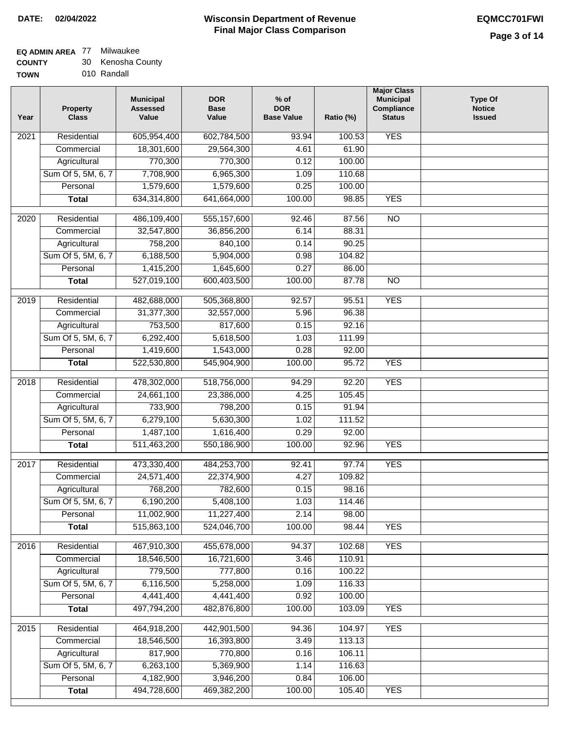**DATE:** 02/04/2022

# Wisconsin Department of Revenue
## Final Major Class Comparison

**EQMCC701FWI**

**EQ ADMIN AREA** 77 Milwaukee
**COUNTY** 30 Kenosha County
**TOWN** 010 Randall

| Year | Property Class | Municipal Assessed Value | DOR Base Value | % of DOR Base Value | Ratio (%) | Major Class Municipal Compliance Status | Type Of Notice Issued |
|---|---|---|---|---|---|---|---|
| 2021 | Residential | 605,954,400 | 602,784,500 | 93.94 | 100.53 | YES | |
| | Commercial | 18,301,600 | 29,564,300 | 4.61 | 61.90 | | |
| | Agricultural | 770,300 | 770,300 | 0.12 | 100.00 | | |
| | Sum Of 5, 5M, 6, 7 | 7,708,900 | 6,965,300 | 1.09 | 110.68 | | |
| | Personal | 1,579,600 | 1,579,600 | 0.25 | 100.00 | | |
| | **Total** | 634,314,800 | 641,664,000 | 100.00 | 98.85 | YES | |
| 2020 | Residential | 486,109,400 | 555,157,600 | 92.46 | 87.56 | NO | |
| | Commercial | 32,547,800 | 36,856,200 | 6.14 | 88.31 | | |
| | Agricultural | 758,200 | 840,100 | 0.14 | 90.25 | | |
| | Sum Of 5, 5M, 6, 7 | 6,188,500 | 5,904,000 | 0.98 | 104.82 | | |
| | Personal | 1,415,200 | 1,645,600 | 0.27 | 86.00 | | |
| | **Total** | 527,019,100 | 600,403,500 | 100.00 | 87.78 | NO | |
| 2019 | Residential | 482,688,000 | 505,368,800 | 92.57 | 95.51 | YES | |
| | Commercial | 31,377,300 | 32,557,000 | 5.96 | 96.38 | | |
| | Agricultural | 753,500 | 817,600 | 0.15 | 92.16 | | |
| | Sum Of 5, 5M, 6, 7 | 6,292,400 | 5,618,500 | 1.03 | 111.99 | | |
| | Personal | 1,419,600 | 1,543,000 | 0.28 | 92.00 | | |
| | **Total** | 522,530,800 | 545,904,900 | 100.00 | 95.72 | YES | |
| 2018 | Residential | 478,302,000 | 518,756,000 | 94.29 | 92.20 | YES | |
| | Commercial | 24,661,100 | 23,386,000 | 4.25 | 105.45 | | |
| | Agricultural | 733,900 | 798,200 | 0.15 | 91.94 | | |
| | Sum Of 5, 5M, 6, 7 | 6,279,100 | 5,630,300 | 1.02 | 111.52 | | |
| | Personal | 1,487,100 | 1,616,400 | 0.29 | 92.00 | | |
| | **Total** | 511,463,200 | 550,186,900 | 100.00 | 92.96 | YES | |
| 2017 | Residential | 473,330,400 | 484,253,700 | 92.41 | 97.74 | YES | |
| | Commercial | 24,571,400 | 22,374,900 | 4.27 | 109.82 | | |
| | Agricultural | 768,200 | 782,600 | 0.15 | 98.16 | | |
| | Sum Of 5, 5M, 6, 7 | 6,190,200 | 5,408,100 | 1.03 | 114.46 | | |
| | Personal | 11,002,900 | 11,227,400 | 2.14 | 98.00 | | |
| | **Total** | 515,863,100 | 524,046,700 | 100.00 | 98.44 | YES | |
| 2016 | Residential | 467,910,300 | 455,678,000 | 94.37 | 102.68 | YES | |
| | Commercial | 18,546,500 | 16,721,600 | 3.46 | 110.91 | | |
| | Agricultural | 779,500 | 777,800 | 0.16 | 100.22 | | |
| | Sum Of 5, 5M, 6, 7 | 6,116,500 | 5,258,000 | 1.09 | 116.33 | | |
| | Personal | 4,441,400 | 4,441,400 | 0.92 | 100.00 | | |
| | **Total** | 497,794,200 | 482,876,800 | 100.00 | 103.09 | YES | |
| 2015 | Residential | 464,918,200 | 442,901,500 | 94.36 | 104.97 | YES | |
| | Commercial | 18,546,500 | 16,393,800 | 3.49 | 113.13 | | |
| | Agricultural | 817,900 | 770,800 | 0.16 | 106.11 | | |
| | Sum Of 5, 5M, 6, 7 | 6,263,100 | 5,369,900 | 1.14 | 116.63 | | |
| | Personal | 4,182,900 | 3,946,200 | 0.84 | 106.00 | | |
| | **Total** | 494,728,600 | 469,382,200 | 100.00 | 105.40 | YES | |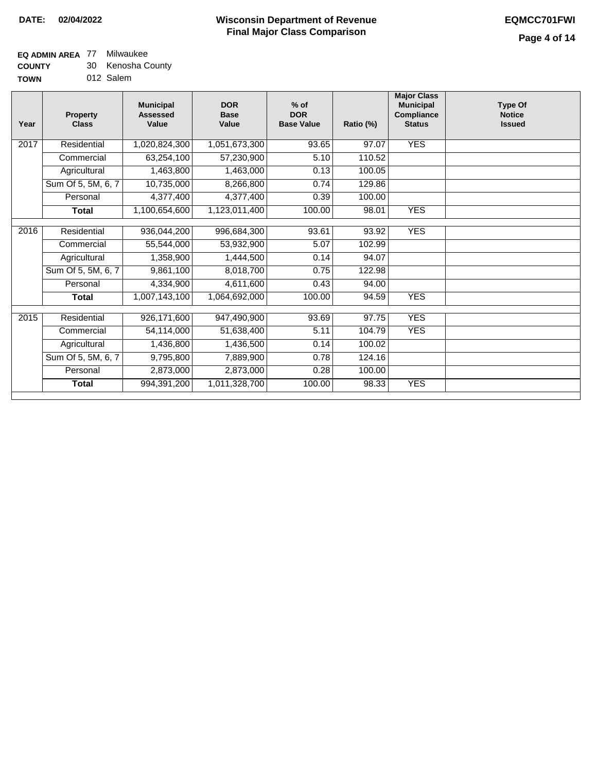**DATE: 02/04/2022**

# Wisconsin Department of Revenue
## Final Major Class Comparison

**EQMCC701FWI**

**EQ ADMIN AREA** 77 Milwaukee
**COUNTY** 30 Kenosha County
**TOWN** 012 Salem

| Year | Property Class | Municipal Assessed Value | DOR Base Value | % of DOR Base Value | Ratio (%) | Major Class Municipal Compliance Status | Type Of Notice Issued |
|---|---|---|---|---|---|---|---|
| 2017 | Residential | 1,020,824,300 | 1,051,673,300 | 93.65 | 97.07 | YES | |
| | Commercial | 63,254,100 | 57,230,900 | 5.10 | 110.52 | | |
| | Agricultural | 1,463,800 | 1,463,000 | 0.13 | 100.05 | | |
| | Sum Of 5, 5M, 6, 7 | 10,735,000 | 8,266,800 | 0.74 | 129.86 | | |
| | Personal | 4,377,400 | 4,377,400 | 0.39 | 100.00 | | |
| | **Total** | 1,100,654,600 | 1,123,011,400 | 100.00 | 98.01 | YES | |
| 2016 | Residential | 936,044,200 | 996,684,300 | 93.61 | 93.92 | YES | |
| | Commercial | 55,544,000 | 53,932,900 | 5.07 | 102.99 | | |
| | Agricultural | 1,358,900 | 1,444,500 | 0.14 | 94.07 | | |
| | Sum Of 5, 5M, 6, 7 | 9,861,100 | 8,018,700 | 0.75 | 122.98 | | |
| | Personal | 4,334,900 | 4,611,600 | 0.43 | 94.00 | | |
| | **Total** | 1,007,143,100 | 1,064,692,000 | 100.00 | 94.59 | YES | |
| 2015 | Residential | 926,171,600 | 947,490,900 | 93.69 | 97.75 | YES | |
| | Commercial | 54,114,000 | 51,638,400 | 5.11 | 104.79 | YES | |
| | Agricultural | 1,436,800 | 1,436,500 | 0.14 | 100.02 | | |
| | Sum Of 5, 5M, 6, 7 | 9,795,800 | 7,889,900 | 0.78 | 124.16 | | |
| | Personal | 2,873,000 | 2,873,000 | 0.28 | 100.00 | | |
| | **Total** | 994,391,200 | 1,011,328,700 | 100.00 | 98.33 | YES | |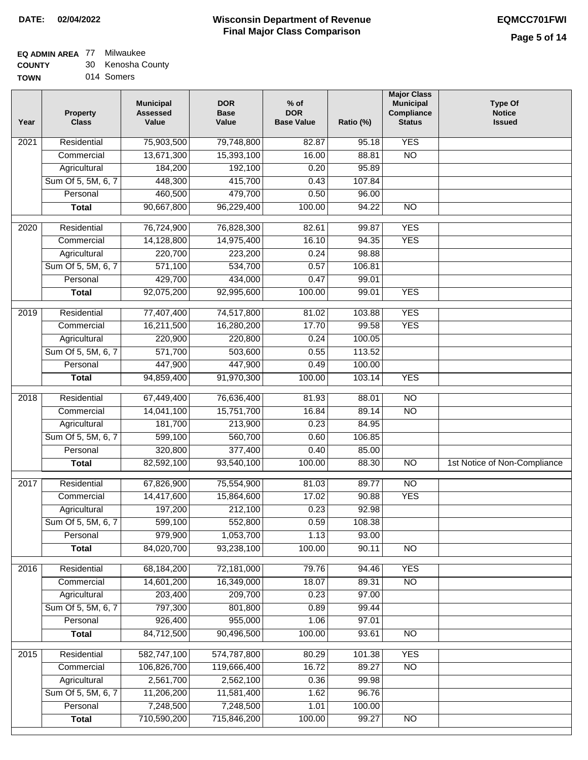**DATE:** 02/04/2022

# Wisconsin Department of Revenue
## Final Major Class Comparison

**EQMCC701FWI**

**EQ ADMIN AREA** 77 Milwaukee
**COUNTY** 30 Kenosha County
**TOWN** 014 Somers

| Year | Property Class | Municipal Assessed Value | DOR Base Value | % of DOR Base Value | Ratio (%) | Major Class Municipal Compliance Status | Type Of Notice Issued |
|---|---|---|---|---|---|---|---|
| 2021 | Residential | 75,903,500 | 79,748,800 | 82.87 | 95.18 | YES | |
| | Commercial | 13,671,300 | 15,393,100 | 16.00 | 88.81 | NO | |
| | Agricultural | 184,200 | 192,100 | 0.20 | 95.89 | | |
| | Sum Of 5, 5M, 6, 7 | 448,300 | 415,700 | 0.43 | 107.84 | | |
| | Personal | 460,500 | 479,700 | 0.50 | 96.00 | | |
| | **Total** | 90,667,800 | 96,229,400 | 100.00 | 94.22 | NO | |
| 2020 | Residential | 76,724,900 | 76,828,300 | 82.61 | 99.87 | YES | |
| | Commercial | 14,128,800 | 14,975,400 | 16.10 | 94.35 | YES | |
| | Agricultural | 220,700 | 223,200 | 0.24 | 98.88 | | |
| | Sum Of 5, 5M, 6, 7 | 571,100 | 534,700 | 0.57 | 106.81 | | |
| | Personal | 429,700 | 434,000 | 0.47 | 99.01 | | |
| | **Total** | 92,075,200 | 92,995,600 | 100.00 | 99.01 | YES | |
| 2019 | Residential | 77,407,400 | 74,517,800 | 81.02 | 103.88 | YES | |
| | Commercial | 16,211,500 | 16,280,200 | 17.70 | 99.58 | YES | |
| | Agricultural | 220,900 | 220,800 | 0.24 | 100.05 | | |
| | Sum Of 5, 5M, 6, 7 | 571,700 | 503,600 | 0.55 | 113.52 | | |
| | Personal | 447,900 | 447,900 | 0.49 | 100.00 | | |
| | **Total** | 94,859,400 | 91,970,300 | 100.00 | 103.14 | YES | |
| 2018 | Residential | 67,449,400 | 76,636,400 | 81.93 | 88.01 | NO | |
| | Commercial | 14,041,100 | 15,751,700 | 16.84 | 89.14 | NO | |
| | Agricultural | 181,700 | 213,900 | 0.23 | 84.95 | | |
| | Sum Of 5, 5M, 6, 7 | 599,100 | 560,700 | 0.60 | 106.85 | | |
| | Personal | 320,800 | 377,400 | 0.40 | 85.00 | | |
| | **Total** | 82,592,100 | 93,540,100 | 100.00 | 88.30 | NO | 1st Notice of Non-Compliance |
| 2017 | Residential | 67,826,900 | 75,554,900 | 81.03 | 89.77 | NO | |
| | Commercial | 14,417,600 | 15,864,600 | 17.02 | 90.88 | YES | |
| | Agricultural | 197,200 | 212,100 | 0.23 | 92.98 | | |
| | Sum Of 5, 5M, 6, 7 | 599,100 | 552,800 | 0.59 | 108.38 | | |
| | Personal | 979,900 | 1,053,700 | 1.13 | 93.00 | | |
| | **Total** | 84,020,700 | 93,238,100 | 100.00 | 90.11 | NO | |
| 2016 | Residential | 68,184,200 | 72,181,000 | 79.76 | 94.46 | YES | |
| | Commercial | 14,601,200 | 16,349,000 | 18.07 | 89.31 | NO | |
| | Agricultural | 203,400 | 209,700 | 0.23 | 97.00 | | |
| | Sum Of 5, 5M, 6, 7 | 797,300 | 801,800 | 0.89 | 99.44 | | |
| | Personal | 926,400 | 955,000 | 1.06 | 97.01 | | |
| | **Total** | 84,712,500 | 90,496,500 | 100.00 | 93.61 | NO | |
| 2015 | Residential | 582,747,100 | 574,787,800 | 80.29 | 101.38 | YES | |
| | Commercial | 106,826,700 | 119,666,400 | 16.72 | 89.27 | NO | |
| | Agricultural | 2,561,700 | 2,562,100 | 0.36 | 99.98 | | |
| | Sum Of 5, 5M, 6, 7 | 11,206,200 | 11,581,400 | 1.62 | 96.76 | | |
| | Personal | 7,248,500 | 7,248,500 | 1.01 | 100.00 | | |
| | **Total** | 710,590,200 | 715,846,200 | 100.00 | 99.27 | NO | |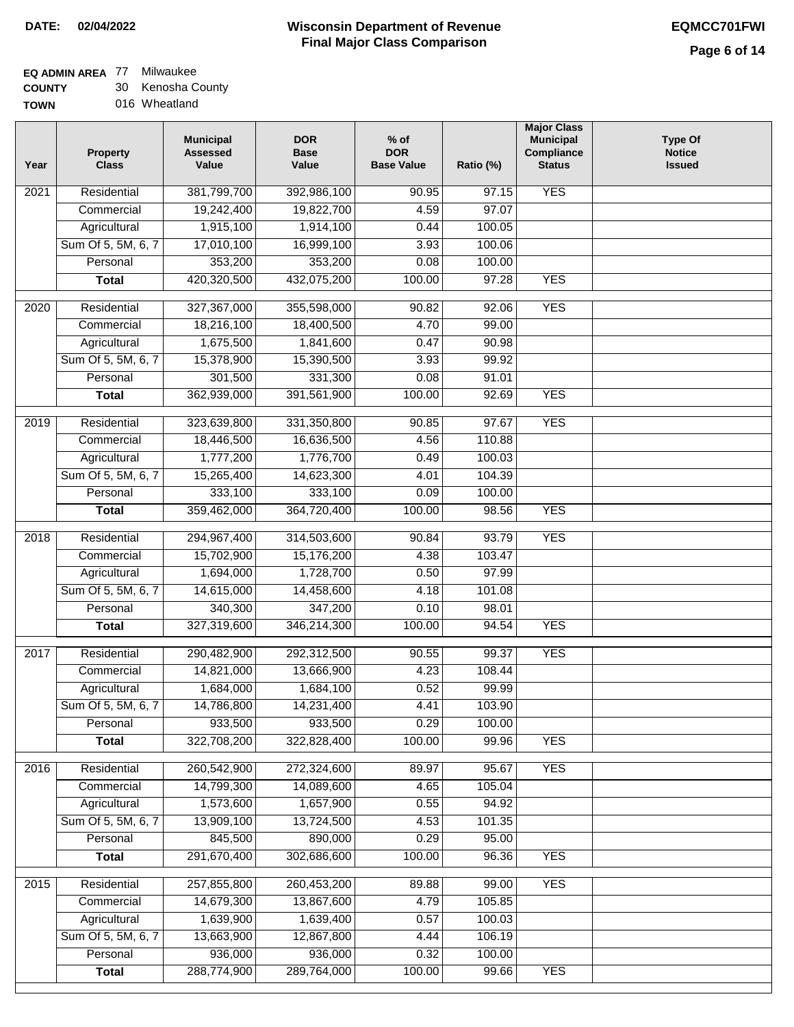**DATE: 02/04/2022**

# Wisconsin Department of Revenue
## Final Major Class Comparison

**EQMCC701FWI**

**EQ ADMIN AREA** 77 Milwaukee
**COUNTY** 30 Kenosha County
**TOWN** 016 Wheatland

| Year | Property Class | Municipal Assessed Value | DOR Base Value | % of DOR Base Value | Ratio (%) | Major Class Municipal Compliance Status | Type Of Notice Issued |
|---|---|---|---|---|---|---|---|
| 2021 | Residential | 381,799,700 | 392,986,100 | 90.95 | 97.15 | YES | |
| | Commercial | 19,242,400 | 19,822,700 | 4.59 | 97.07 | | |
| | Agricultural | 1,915,100 | 1,914,100 | 0.44 | 100.05 | | |
| | Sum Of 5, 5M, 6, 7 | 17,010,100 | 16,999,100 | 3.93 | 100.06 | | |
| | Personal | 353,200 | 353,200 | 0.08 | 100.00 | | |
| | **Total** | 420,320,500 | 432,075,200 | 100.00 | 97.28 | YES | |
| 2020 | Residential | 327,367,000 | 355,598,000 | 90.82 | 92.06 | YES | |
| | Commercial | 18,216,100 | 18,400,500 | 4.70 | 99.00 | | |
| | Agricultural | 1,675,500 | 1,841,600 | 0.47 | 90.98 | | |
| | Sum Of 5, 5M, 6, 7 | 15,378,900 | 15,390,500 | 3.93 | 99.92 | | |
| | Personal | 301,500 | 331,300 | 0.08 | 91.01 | | |
| | **Total** | 362,939,000 | 391,561,900 | 100.00 | 92.69 | YES | |
| 2019 | Residential | 323,639,800 | 331,350,800 | 90.85 | 97.67 | YES | |
| | Commercial | 18,446,500 | 16,636,500 | 4.56 | 110.88 | | |
| | Agricultural | 1,777,200 | 1,776,700 | 0.49 | 100.03 | | |
| | Sum Of 5, 5M, 6, 7 | 15,265,400 | 14,623,300 | 4.01 | 104.39 | | |
| | Personal | 333,100 | 333,100 | 0.09 | 100.00 | | |
| | **Total** | 359,462,000 | 364,720,400 | 100.00 | 98.56 | YES | |
| 2018 | Residential | 294,967,400 | 314,503,600 | 90.84 | 93.79 | YES | |
| | Commercial | 15,702,900 | 15,176,200 | 4.38 | 103.47 | | |
| | Agricultural | 1,694,000 | 1,728,700 | 0.50 | 97.99 | | |
| | Sum Of 5, 5M, 6, 7 | 14,615,000 | 14,458,600 | 4.18 | 101.08 | | |
| | Personal | 340,300 | 347,200 | 0.10 | 98.01 | | |
| | **Total** | 327,319,600 | 346,214,300 | 100.00 | 94.54 | YES | |
| 2017 | Residential | 290,482,900 | 292,312,500 | 90.55 | 99.37 | YES | |
| | Commercial | 14,821,000 | 13,666,900 | 4.23 | 108.44 | | |
| | Agricultural | 1,684,000 | 1,684,100 | 0.52 | 99.99 | | |
| | Sum Of 5, 5M, 6, 7 | 14,786,800 | 14,231,400 | 4.41 | 103.90 | | |
| | Personal | 933,500 | 933,500 | 0.29 | 100.00 | | |
| | **Total** | 322,708,200 | 322,828,400 | 100.00 | 99.96 | YES | |
| 2016 | Residential | 260,542,900 | 272,324,600 | 89.97 | 95.67 | YES | |
| | Commercial | 14,799,300 | 14,089,600 | 4.65 | 105.04 | | |
| | Agricultural | 1,573,600 | 1,657,900 | 0.55 | 94.92 | | |
| | Sum Of 5, 5M, 6, 7 | 13,909,100 | 13,724,500 | 4.53 | 101.35 | | |
| | Personal | 845,500 | 890,000 | 0.29 | 95.00 | | |
| | **Total** | 291,670,400 | 302,686,600 | 100.00 | 96.36 | YES | |
| 2015 | Residential | 257,855,800 | 260,453,200 | 89.88 | 99.00 | YES | |
| | Commercial | 14,679,300 | 13,867,600 | 4.79 | 105.85 | | |
| | Agricultural | 1,639,900 | 1,639,400 | 0.57 | 100.03 | | |
| | Sum Of 5, 5M, 6, 7 | 13,663,900 | 12,867,800 | 4.44 | 106.19 | | |
| | Personal | 936,000 | 936,000 | 0.32 | 100.00 | | |
| | **Total** | 288,774,900 | 289,764,000 | 100.00 | 99.66 | YES | |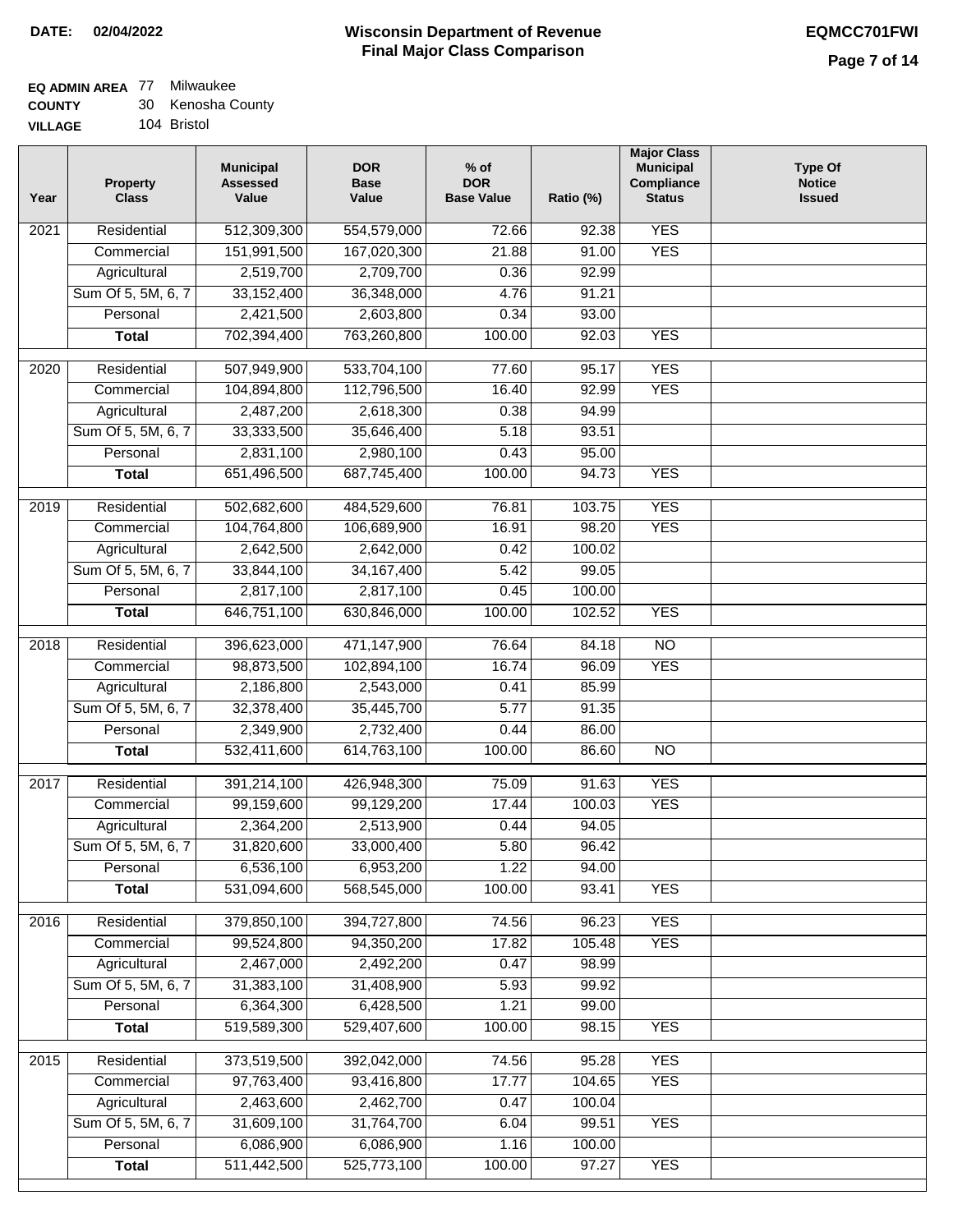**DATE:** 02/04/2022

# Wisconsin Department of Revenue
## Final Major Class Comparison

**EQMCC701FWI**

**EQ ADMIN AREA** 77 Milwaukee
**COUNTY** 30 Kenosha County
**VILLAGE** 104 Bristol

| Year | Property Class | Municipal Assessed Value | DOR Base Value | % of DOR Base Value | Ratio (%) | Major Class Municipal Compliance Status | Type Of Notice Issued |
|---|---|---|---|---|---|---|---|
| 2021 | Residential | 512,309,300 | 554,579,000 | 72.66 | 92.38 | YES | |
| | Commercial | 151,991,500 | 167,020,300 | 21.88 | 91.00 | YES | |
| | Agricultural | 2,519,700 | 2,709,700 | 0.36 | 92.99 | | |
| | Sum Of 5, 5M, 6, 7 | 33,152,400 | 36,348,000 | 4.76 | 91.21 | | |
| | Personal | 2,421,500 | 2,603,800 | 0.34 | 93.00 | | |
| | **Total** | 702,394,400 | 763,260,800 | 100.00 | 92.03 | YES | |
| 2020 | Residential | 507,949,900 | 533,704,100 | 77.60 | 95.17 | YES | |
| | Commercial | 104,894,800 | 112,796,500 | 16.40 | 92.99 | YES | |
| | Agricultural | 2,487,200 | 2,618,300 | 0.38 | 94.99 | | |
| | Sum Of 5, 5M, 6, 7 | 33,333,500 | 35,646,400 | 5.18 | 93.51 | | |
| | Personal | 2,831,100 | 2,980,100 | 0.43 | 95.00 | | |
| | **Total** | 651,496,500 | 687,745,400 | 100.00 | 94.73 | YES | |
| 2019 | Residential | 502,682,600 | 484,529,600 | 76.81 | 103.75 | YES | |
| | Commercial | 104,764,800 | 106,689,900 | 16.91 | 98.20 | YES | |
| | Agricultural | 2,642,500 | 2,642,000 | 0.42 | 100.02 | | |
| | Sum Of 5, 5M, 6, 7 | 33,844,100 | 34,167,400 | 5.42 | 99.05 | | |
| | Personal | 2,817,100 | 2,817,100 | 0.45 | 100.00 | | |
| | **Total** | 646,751,100 | 630,846,000 | 100.00 | 102.52 | YES | |
| 2018 | Residential | 396,623,000 | 471,147,900 | 76.64 | 84.18 | NO | |
| | Commercial | 98,873,500 | 102,894,100 | 16.74 | 96.09 | YES | |
| | Agricultural | 2,186,800 | 2,543,000 | 0.41 | 85.99 | | |
| | Sum Of 5, 5M, 6, 7 | 32,378,400 | 35,445,700 | 5.77 | 91.35 | | |
| | Personal | 2,349,900 | 2,732,400 | 0.44 | 86.00 | | |
| | **Total** | 532,411,600 | 614,763,100 | 100.00 | 86.60 | NO | |
| 2017 | Residential | 391,214,100 | 426,948,300 | 75.09 | 91.63 | YES | |
| | Commercial | 99,159,600 | 99,129,200 | 17.44 | 100.03 | YES | |
| | Agricultural | 2,364,200 | 2,513,900 | 0.44 | 94.05 | | |
| | Sum Of 5, 5M, 6, 7 | 31,820,600 | 33,000,400 | 5.80 | 96.42 | | |
| | Personal | 6,536,100 | 6,953,200 | 1.22 | 94.00 | | |
| | **Total** | 531,094,600 | 568,545,000 | 100.00 | 93.41 | YES | |
| 2016 | Residential | 379,850,100 | 394,727,800 | 74.56 | 96.23 | YES | |
| | Commercial | 99,524,800 | 94,350,200 | 17.82 | 105.48 | YES | |
| | Agricultural | 2,467,000 | 2,492,200 | 0.47 | 98.99 | | |
| | Sum Of 5, 5M, 6, 7 | 31,383,100 | 31,408,900 | 5.93 | 99.92 | | |
| | Personal | 6,364,300 | 6,428,500 | 1.21 | 99.00 | | |
| | **Total** | 519,589,300 | 529,407,600 | 100.00 | 98.15 | YES | |
| 2015 | Residential | 373,519,500 | 392,042,000 | 74.56 | 95.28 | YES | |
| | Commercial | 97,763,400 | 93,416,800 | 17.77 | 104.65 | YES | |
| | Agricultural | 2,463,600 | 2,462,700 | 0.47 | 100.04 | | |
| | Sum Of 5, 5M, 6, 7 | 31,609,100 | 31,764,700 | 6.04 | 99.51 | YES | |
| | Personal | 6,086,900 | 6,086,900 | 1.16 | 100.00 | | |
| | **Total** | 511,442,500 | 525,773,100 | 100.00 | 97.27 | YES | |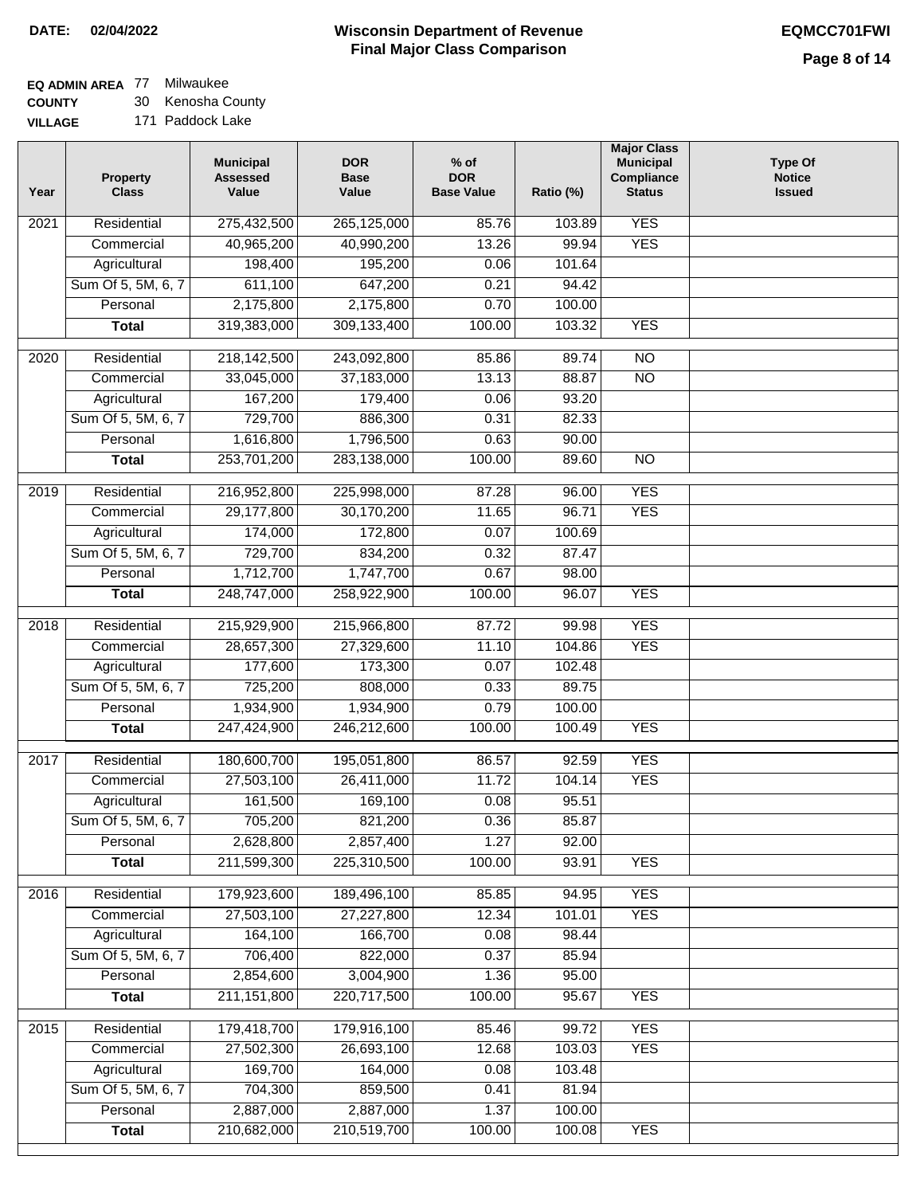**DATE:** 02/04/2022

# Wisconsin Department of Revenue
## Final Major Class Comparison

**EQMCC701FWI**

**EQ ADMIN AREA** 77 Milwaukee
**COUNTY** 30 Kenosha County
**VILLAGE** 171 Paddock Lake

| Year | Property Class | Municipal Assessed Value | DOR Base Value | % of DOR Base Value | Ratio (%) | Major Class Municipal Compliance Status | Type Of Notice Issued |
|---|---|---|---|---|---|---|---|
| 2021 | Residential | 275,432,500 | 265,125,000 | 85.76 | 103.89 | YES | |
| | Commercial | 40,965,200 | 40,990,200 | 13.26 | 99.94 | YES | |
| | Agricultural | 198,400 | 195,200 | 0.06 | 101.64 | | |
| | Sum Of 5, 5M, 6, 7 | 611,100 | 647,200 | 0.21 | 94.42 | | |
| | Personal | 2,175,800 | 2,175,800 | 0.70 | 100.00 | | |
| | **Total** | 319,383,000 | 309,133,400 | 100.00 | 103.32 | YES | |
| 2020 | Residential | 218,142,500 | 243,092,800 | 85.86 | 89.74 | NO | |
| | Commercial | 33,045,000 | 37,183,000 | 13.13 | 88.87 | NO | |
| | Agricultural | 167,200 | 179,400 | 0.06 | 93.20 | | |
| | Sum Of 5, 5M, 6, 7 | 729,700 | 886,300 | 0.31 | 82.33 | | |
| | Personal | 1,616,800 | 1,796,500 | 0.63 | 90.00 | | |
| | **Total** | 253,701,200 | 283,138,000 | 100.00 | 89.60 | NO | |
| 2019 | Residential | 216,952,800 | 225,998,000 | 87.28 | 96.00 | YES | |
| | Commercial | 29,177,800 | 30,170,200 | 11.65 | 96.71 | YES | |
| | Agricultural | 174,000 | 172,800 | 0.07 | 100.69 | | |
| | Sum Of 5, 5M, 6, 7 | 729,700 | 834,200 | 0.32 | 87.47 | | |
| | Personal | 1,712,700 | 1,747,700 | 0.67 | 98.00 | | |
| | **Total** | 248,747,000 | 258,922,900 | 100.00 | 96.07 | YES | |
| 2018 | Residential | 215,929,900 | 215,966,800 | 87.72 | 99.98 | YES | |
| | Commercial | 28,657,300 | 27,329,600 | 11.10 | 104.86 | YES | |
| | Agricultural | 177,600 | 173,300 | 0.07 | 102.48 | | |
| | Sum Of 5, 5M, 6, 7 | 725,200 | 808,000 | 0.33 | 89.75 | | |
| | Personal | 1,934,900 | 1,934,900 | 0.79 | 100.00 | | |
| | **Total** | 247,424,900 | 246,212,600 | 100.00 | 100.49 | YES | |
| 2017 | Residential | 180,600,700 | 195,051,800 | 86.57 | 92.59 | YES | |
| | Commercial | 27,503,100 | 26,411,000 | 11.72 | 104.14 | YES | |
| | Agricultural | 161,500 | 169,100 | 0.08 | 95.51 | | |
| | Sum Of 5, 5M, 6, 7 | 705,200 | 821,200 | 0.36 | 85.87 | | |
| | Personal | 2,628,800 | 2,857,400 | 1.27 | 92.00 | | |
| | **Total** | 211,599,300 | 225,310,500 | 100.00 | 93.91 | YES | |
| 2016 | Residential | 179,923,600 | 189,496,100 | 85.85 | 94.95 | YES | |
| | Commercial | 27,503,100 | 27,227,800 | 12.34 | 101.01 | YES | |
| | Agricultural | 164,100 | 166,700 | 0.08 | 98.44 | | |
| | Sum Of 5, 5M, 6, 7 | 706,400 | 822,000 | 0.37 | 85.94 | | |
| | Personal | 2,854,600 | 3,004,900 | 1.36 | 95.00 | | |
| | **Total** | 211,151,800 | 220,717,500 | 100.00 | 95.67 | YES | |
| 2015 | Residential | 179,418,700 | 179,916,100 | 85.46 | 99.72 | YES | |
| | Commercial | 27,502,300 | 26,693,100 | 12.68 | 103.03 | YES | |
| | Agricultural | 169,700 | 164,000 | 0.08 | 103.48 | | |
| | Sum Of 5, 5M, 6, 7 | 704,300 | 859,500 | 0.41 | 81.94 | | |
| | Personal | 2,887,000 | 2,887,000 | 1.37 | 100.00 | | |
| | **Total** | 210,682,000 | 210,519,700 | 100.00 | 100.08 | YES | |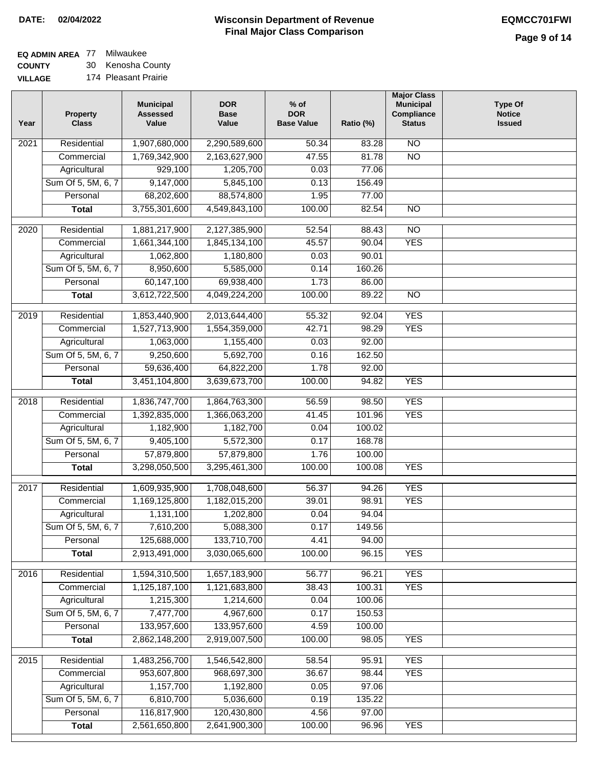**DATE:** 02/04/2022

# Wisconsin Department of Revenue
## Final Major Class Comparison

**EQMCC701FWI**

**EQ ADMIN AREA** 77 Milwaukee
**COUNTY** 30 Kenosha County
**VILLAGE** 174 Pleasant Prairie

| Year | Property Class | Municipal Assessed Value | DOR Base Value | % of DOR Base Value | Ratio (%) | Major Class Municipal Compliance Status | Type Of Notice Issued |
|---|---|---|---|---|---|---|---|
| 2021 | Residential | 1,907,680,000 | 2,290,589,600 | 50.34 | 83.28 | NO | |
| | Commercial | 1,769,342,900 | 2,163,627,900 | 47.55 | 81.78 | NO | |
| | Agricultural | 929,100 | 1,205,700 | 0.03 | 77.06 | | |
| | Sum Of 5, 5M, 6, 7 | 9,147,000 | 5,845,100 | 0.13 | 156.49 | | |
| | Personal | 68,202,600 | 88,574,800 | 1.95 | 77.00 | | |
| | **Total** | 3,755,301,600 | 4,549,843,100 | 100.00 | 82.54 | NO | |
| 2020 | Residential | 1,881,217,900 | 2,127,385,900 | 52.54 | 88.43 | NO | |
| | Commercial | 1,661,344,100 | 1,845,134,100 | 45.57 | 90.04 | YES | |
| | Agricultural | 1,062,800 | 1,180,800 | 0.03 | 90.01 | | |
| | Sum Of 5, 5M, 6, 7 | 8,950,600 | 5,585,000 | 0.14 | 160.26 | | |
| | Personal | 60,147,100 | 69,938,400 | 1.73 | 86.00 | | |
| | **Total** | 3,612,722,500 | 4,049,224,200 | 100.00 | 89.22 | NO | |
| 2019 | Residential | 1,853,440,900 | 2,013,644,400 | 55.32 | 92.04 | YES | |
| | Commercial | 1,527,713,900 | 1,554,359,000 | 42.71 | 98.29 | YES | |
| | Agricultural | 1,063,000 | 1,155,400 | 0.03 | 92.00 | | |
| | Sum Of 5, 5M, 6, 7 | 9,250,600 | 5,692,700 | 0.16 | 162.50 | | |
| | Personal | 59,636,400 | 64,822,200 | 1.78 | 92.00 | | |
| | **Total** | 3,451,104,800 | 3,639,673,700 | 100.00 | 94.82 | YES | |
| 2018 | Residential | 1,836,747,700 | 1,864,763,300 | 56.59 | 98.50 | YES | |
| | Commercial | 1,392,835,000 | 1,366,063,200 | 41.45 | 101.96 | YES | |
| | Agricultural | 1,182,900 | 1,182,700 | 0.04 | 100.02 | | |
| | Sum Of 5, 5M, 6, 7 | 9,405,100 | 5,572,300 | 0.17 | 168.78 | | |
| | Personal | 57,879,800 | 57,879,800 | 1.76 | 100.00 | | |
| | **Total** | 3,298,050,500 | 3,295,461,300 | 100.00 | 100.08 | YES | |
| 2017 | Residential | 1,609,935,900 | 1,708,048,600 | 56.37 | 94.26 | YES | |
| | Commercial | 1,169,125,800 | 1,182,015,200 | 39.01 | 98.91 | YES | |
| | Agricultural | 1,131,100 | 1,202,800 | 0.04 | 94.04 | | |
| | Sum Of 5, 5M, 6, 7 | 7,610,200 | 5,088,300 | 0.17 | 149.56 | | |
| | Personal | 125,688,000 | 133,710,700 | 4.41 | 94.00 | | |
| | **Total** | 2,913,491,000 | 3,030,065,600 | 100.00 | 96.15 | YES | |
| 2016 | Residential | 1,594,310,500 | 1,657,183,900 | 56.77 | 96.21 | YES | |
| | Commercial | 1,125,187,100 | 1,121,683,800 | 38.43 | 100.31 | YES | |
| | Agricultural | 1,215,300 | 1,214,600 | 0.04 | 100.06 | | |
| | Sum Of 5, 5M, 6, 7 | 7,477,700 | 4,967,600 | 0.17 | 150.53 | | |
| | Personal | 133,957,600 | 133,957,600 | 4.59 | 100.00 | | |
| | **Total** | 2,862,148,200 | 2,919,007,500 | 100.00 | 98.05 | YES | |
| 2015 | Residential | 1,483,256,700 | 1,546,542,800 | 58.54 | 95.91 | YES | |
| | Commercial | 953,607,800 | 968,697,300 | 36.67 | 98.44 | YES | |
| | Agricultural | 1,157,700 | 1,192,800 | 0.05 | 97.06 | | |
| | Sum Of 5, 5M, 6, 7 | 6,810,700 | 5,036,600 | 0.19 | 135.22 | | |
| | Personal | 116,817,900 | 120,430,800 | 4.56 | 97.00 | | |
| | **Total** | 2,561,650,800 | 2,641,900,300 | 100.00 | 96.96 | YES | |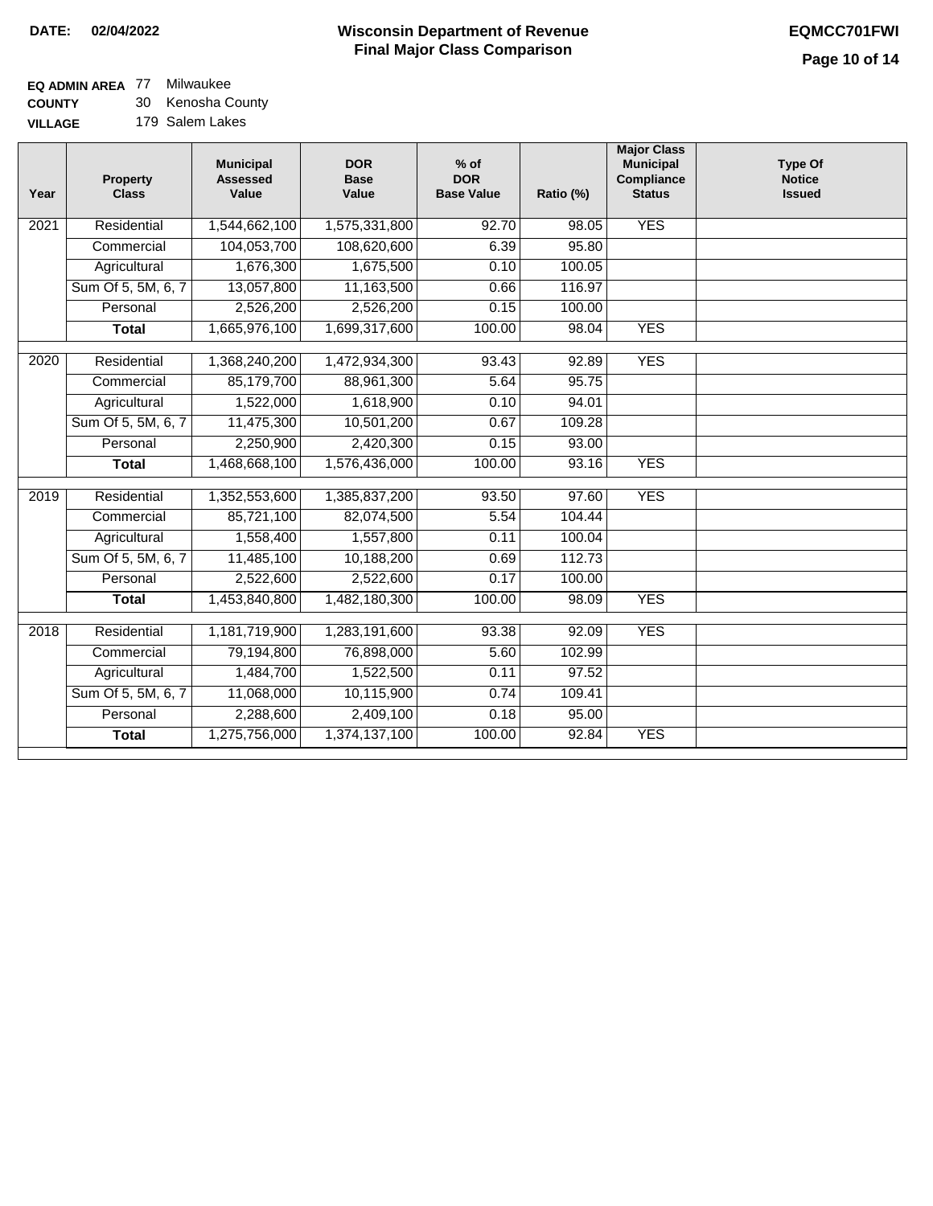**DATE:** 02/04/2022

# Wisconsin Department of Revenue
## Final Major Class Comparison

**EQMCC701FWI**

**EQ ADMIN AREA** 77 Milwaukee
**COUNTY** 30 Kenosha County
**VILLAGE** 179 Salem Lakes

| Year | Property Class | Municipal Assessed Value | DOR Base Value | % of DOR Base Value | Ratio (%) | Major Class Municipal Compliance Status | Type Of Notice Issued |
|---|---|---|---|---|---|---|---|
| 2021 | Residential | 1,544,662,100 | 1,575,331,800 | 92.70 | 98.05 | YES | |
| | Commercial | 104,053,700 | 108,620,600 | 6.39 | 95.80 | | |
| | Agricultural | 1,676,300 | 1,675,500 | 0.10 | 100.05 | | |
| | Sum Of 5, 5M, 6, 7 | 13,057,800 | 11,163,500 | 0.66 | 116.97 | | |
| | Personal | 2,526,200 | 2,526,200 | 0.15 | 100.00 | | |
| | **Total** | 1,665,976,100 | 1,699,317,600 | 100.00 | 98.04 | YES | |
| 2020 | Residential | 1,368,240,200 | 1,472,934,300 | 93.43 | 92.89 | YES | |
| | Commercial | 85,179,700 | 88,961,300 | 5.64 | 95.75 | | |
| | Agricultural | 1,522,000 | 1,618,900 | 0.10 | 94.01 | | |
| | Sum Of 5, 5M, 6, 7 | 11,475,300 | 10,501,200 | 0.67 | 109.28 | | |
| | Personal | 2,250,900 | 2,420,300 | 0.15 | 93.00 | | |
| | **Total** | 1,468,668,100 | 1,576,436,000 | 100.00 | 93.16 | YES | |
| 2019 | Residential | 1,352,553,600 | 1,385,837,200 | 93.50 | 97.60 | YES | |
| | Commercial | 85,721,100 | 82,074,500 | 5.54 | 104.44 | | |
| | Agricultural | 1,558,400 | 1,557,800 | 0.11 | 100.04 | | |
| | Sum Of 5, 5M, 6, 7 | 11,485,100 | 10,188,200 | 0.69 | 112.73 | | |
| | Personal | 2,522,600 | 2,522,600 | 0.17 | 100.00 | | |
| | **Total** | 1,453,840,800 | 1,482,180,300 | 100.00 | 98.09 | YES | |
| 2018 | Residential | 1,181,719,900 | 1,283,191,600 | 93.38 | 92.09 | YES | |
| | Commercial | 79,194,800 | 76,898,000 | 5.60 | 102.99 | | |
| | Agricultural | 1,484,700 | 1,522,500 | 0.11 | 97.52 | | |
| | Sum Of 5, 5M, 6, 7 | 11,068,000 | 10,115,900 | 0.74 | 109.41 | | |
| | Personal | 2,288,600 | 2,409,100 | 0.18 | 95.00 | | |
| | **Total** | 1,275,756,000 | 1,374,137,100 | 100.00 | 92.84 | YES | |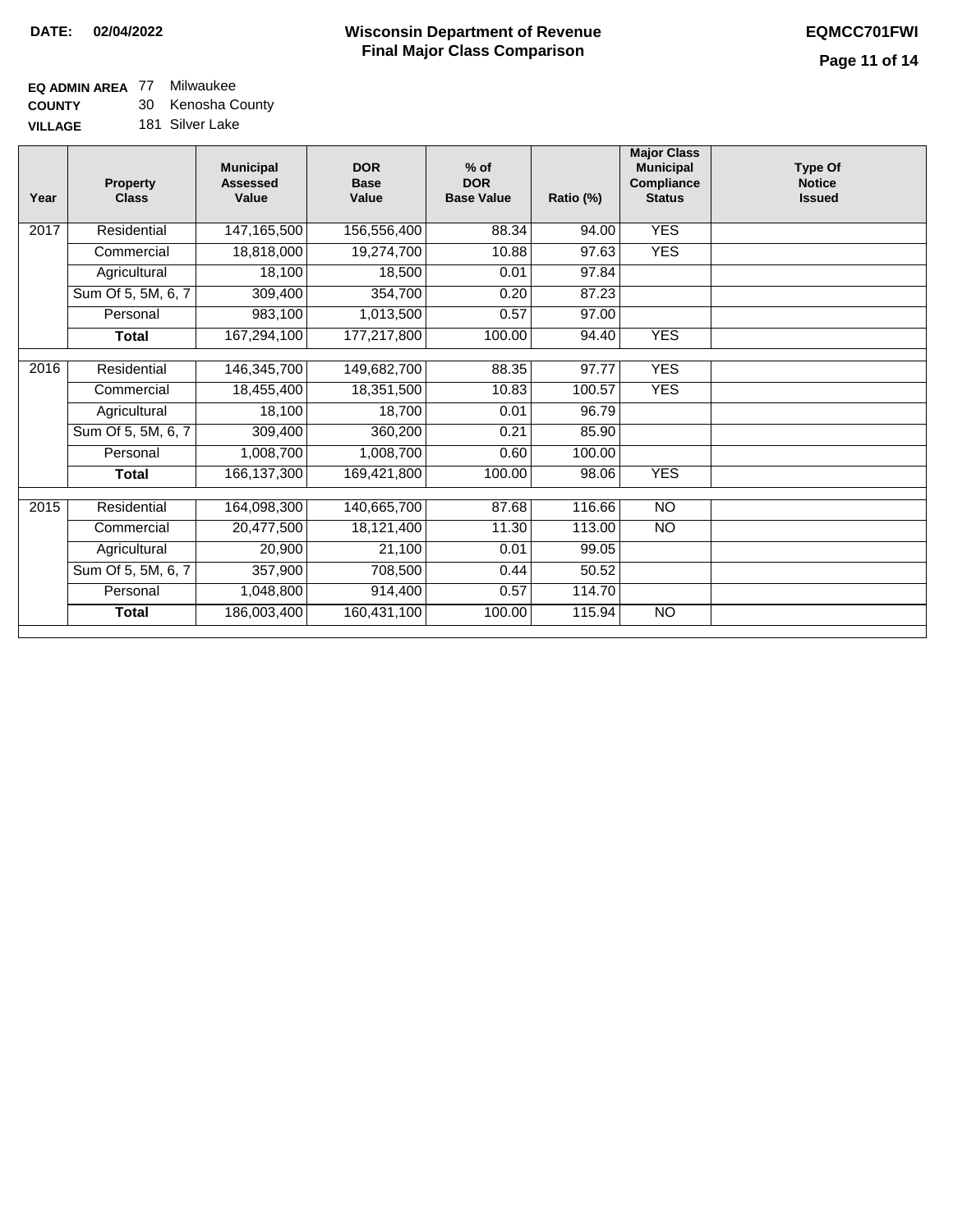**DATE:** 02/04/2022

# Wisconsin Department of Revenue
## Final Major Class Comparison

**EQMCC701FWI**

**EQ ADMIN AREA** 77 Milwaukee
**COUNTY** 30 Kenosha County
**VILLAGE** 181 Silver Lake

| Year | Property Class | Municipal Assessed Value | DOR Base Value | % of DOR Base Value | Ratio (%) | Major Class Municipal Compliance Status | Type Of Notice Issued |
|---|---|---|---|---|---|---|---|
| 2017 | Residential | 147,165,500 | 156,556,400 | 88.34 | 94.00 | YES | |
| | Commercial | 18,818,000 | 19,274,700 | 10.88 | 97.63 | YES | |
| | Agricultural | 18,100 | 18,500 | 0.01 | 97.84 | | |
| | Sum Of 5, 5M, 6, 7 | 309,400 | 354,700 | 0.20 | 87.23 | | |
| | Personal | 983,100 | 1,013,500 | 0.57 | 97.00 | | |
| | **Total** | 167,294,100 | 177,217,800 | 100.00 | 94.40 | YES | |
| 2016 | Residential | 146,345,700 | 149,682,700 | 88.35 | 97.77 | YES | |
| | Commercial | 18,455,400 | 18,351,500 | 10.83 | 100.57 | YES | |
| | Agricultural | 18,100 | 18,700 | 0.01 | 96.79 | | |
| | Sum Of 5, 5M, 6, 7 | 309,400 | 360,200 | 0.21 | 85.90 | | |
| | Personal | 1,008,700 | 1,008,700 | 0.60 | 100.00 | | |
| | **Total** | 166,137,300 | 169,421,800 | 100.00 | 98.06 | YES | |
| 2015 | Residential | 164,098,300 | 140,665,700 | 87.68 | 116.66 | NO | |
| | Commercial | 20,477,500 | 18,121,400 | 11.30 | 113.00 | NO | |
| | Agricultural | 20,900 | 21,100 | 0.01 | 99.05 | | |
| | Sum Of 5, 5M, 6, 7 | 357,900 | 708,500 | 0.44 | 50.52 | | |
| | Personal | 1,048,800 | 914,400 | 0.57 | 114.70 | | |
| | **Total** | 186,003,400 | 160,431,100 | 100.00 | 115.94 | NO | |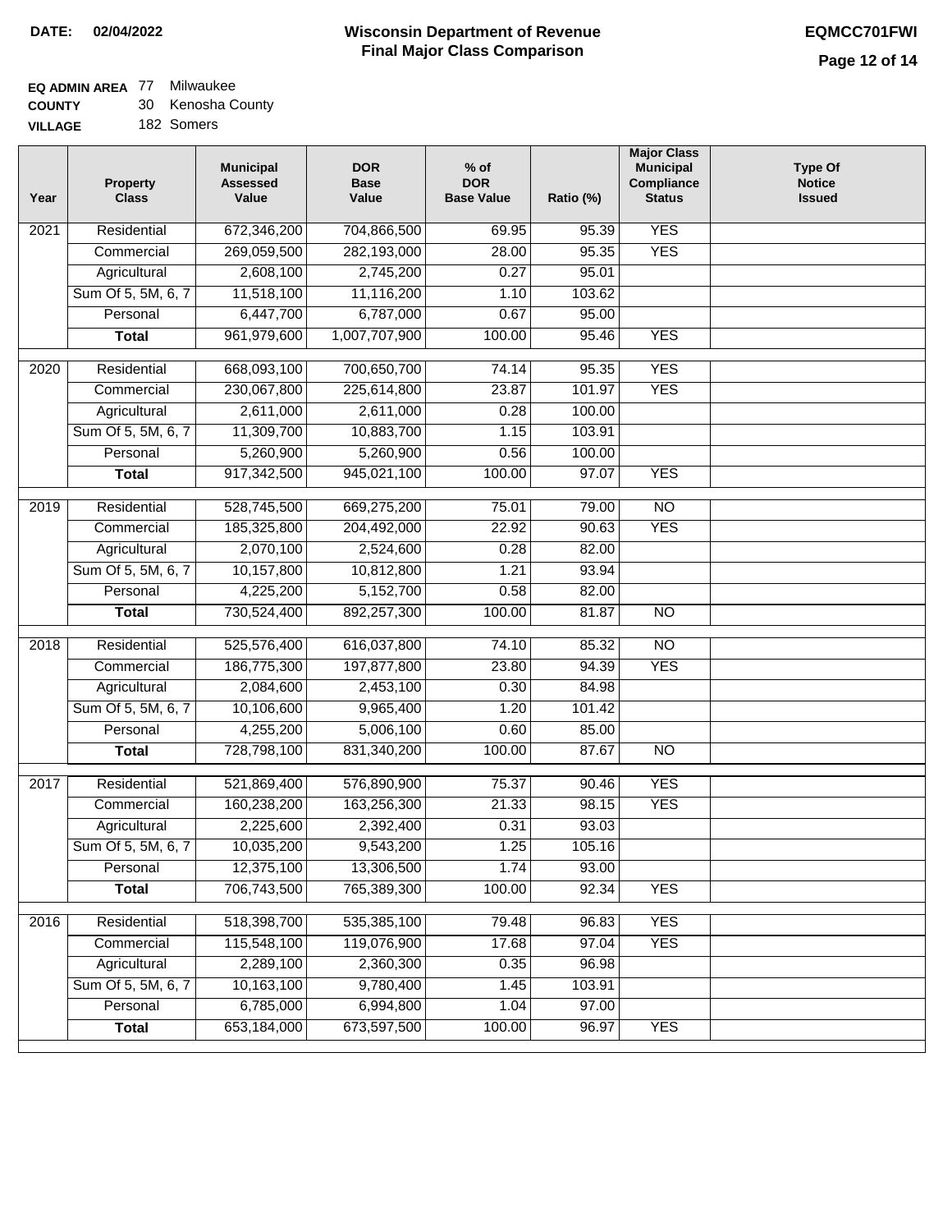**DATE: 02/04/2022**

# Wisconsin Department of Revenue
## Final Major Class Comparison

**EQMCC701FWI**

**EQ ADMIN AREA** 77 Milwaukee
**COUNTY** 30 Kenosha County
**VILLAGE** 182 Somers

| Year | Property Class | Municipal Assessed Value | DOR Base Value | % of DOR Base Value | Ratio (%) | Major Class Municipal Compliance Status | Type Of Notice Issued |
|---|---|---|---|---|---|---|---|
| 2021 | Residential | 672,346,200 | 704,866,500 | 69.95 | 95.39 | YES | |
| | Commercial | 269,059,500 | 282,193,000 | 28.00 | 95.35 | YES | |
| | Agricultural | 2,608,100 | 2,745,200 | 0.27 | 95.01 | | |
| | Sum Of 5, 5M, 6, 7 | 11,518,100 | 11,116,200 | 1.10 | 103.62 | | |
| | Personal | 6,447,700 | 6,787,000 | 0.67 | 95.00 | | |
| | **Total** | 961,979,600 | 1,007,707,900 | 100.00 | 95.46 | YES | |
| 2020 | Residential | 668,093,100 | 700,650,700 | 74.14 | 95.35 | YES | |
| | Commercial | 230,067,800 | 225,614,800 | 23.87 | 101.97 | YES | |
| | Agricultural | 2,611,000 | 2,611,000 | 0.28 | 100.00 | | |
| | Sum Of 5, 5M, 6, 7 | 11,309,700 | 10,883,700 | 1.15 | 103.91 | | |
| | Personal | 5,260,900 | 5,260,900 | 0.56 | 100.00 | | |
| | **Total** | 917,342,500 | 945,021,100 | 100.00 | 97.07 | YES | |
| 2019 | Residential | 528,745,500 | 669,275,200 | 75.01 | 79.00 | NO | |
| | Commercial | 185,325,800 | 204,492,000 | 22.92 | 90.63 | YES | |
| | Agricultural | 2,070,100 | 2,524,600 | 0.28 | 82.00 | | |
| | Sum Of 5, 5M, 6, 7 | 10,157,800 | 10,812,800 | 1.21 | 93.94 | | |
| | Personal | 4,225,200 | 5,152,700 | 0.58 | 82.00 | | |
| | **Total** | 730,524,400 | 892,257,300 | 100.00 | 81.87 | NO | |
| 2018 | Residential | 525,576,400 | 616,037,800 | 74.10 | 85.32 | NO | |
| | Commercial | 186,775,300 | 197,877,800 | 23.80 | 94.39 | YES | |
| | Agricultural | 2,084,600 | 2,453,100 | 0.30 | 84.98 | | |
| | Sum Of 5, 5M, 6, 7 | 10,106,600 | 9,965,400 | 1.20 | 101.42 | | |
| | Personal | 4,255,200 | 5,006,100 | 0.60 | 85.00 | | |
| | **Total** | 728,798,100 | 831,340,200 | 100.00 | 87.67 | NO | |
| 2017 | Residential | 521,869,400 | 576,890,900 | 75.37 | 90.46 | YES | |
| | Commercial | 160,238,200 | 163,256,300 | 21.33 | 98.15 | YES | |
| | Agricultural | 2,225,600 | 2,392,400 | 0.31 | 93.03 | | |
| | Sum Of 5, 5M, 6, 7 | 10,035,200 | 9,543,200 | 1.25 | 105.16 | | |
| | Personal | 12,375,100 | 13,306,500 | 1.74 | 93.00 | | |
| | **Total** | 706,743,500 | 765,389,300 | 100.00 | 92.34 | YES | |
| 2016 | Residential | 518,398,700 | 535,385,100 | 79.48 | 96.83 | YES | |
| | Commercial | 115,548,100 | 119,076,900 | 17.68 | 97.04 | YES | |
| | Agricultural | 2,289,100 | 2,360,300 | 0.35 | 96.98 | | |
| | Sum Of 5, 5M, 6, 7 | 10,163,100 | 9,780,400 | 1.45 | 103.91 | | |
| | Personal | 6,785,000 | 6,994,800 | 1.04 | 97.00 | | |
| | **Total** | 653,184,000 | 673,597,500 | 100.00 | 96.97 | YES | |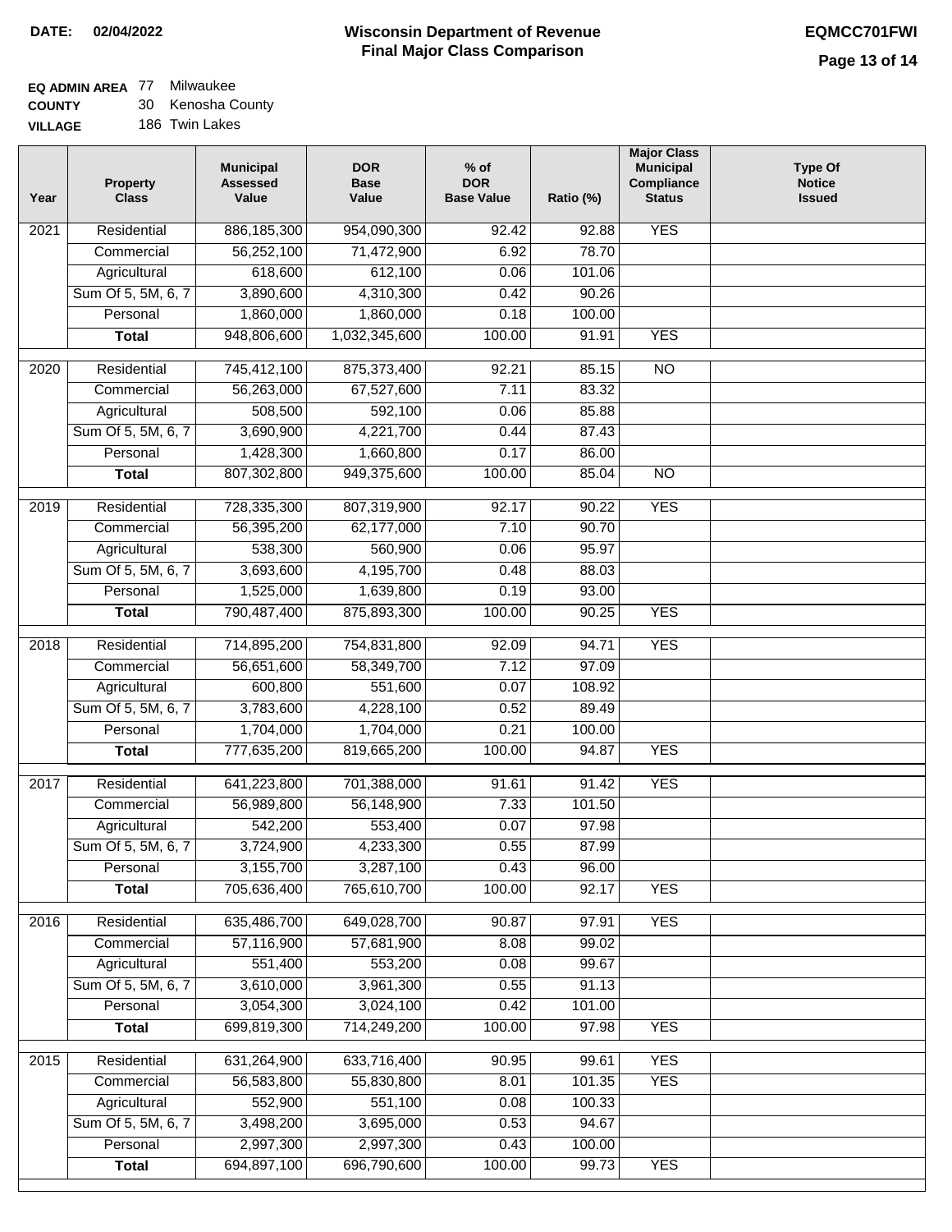**DATE: 02/04/2022**

# Wisconsin Department of Revenue
## Final Major Class Comparison

**EQMCC701FWI**

**EQ ADMIN AREA** 77 Milwaukee
**COUNTY** 30 Kenosha County
**VILLAGE** 186 Twin Lakes

| Year | Property Class | Municipal Assessed Value | DOR Base Value | % of DOR Base Value | Ratio (%) | Major Class Municipal Compliance Status | Type Of Notice Issued |
|---|---|---|---|---|---|---|---|
| 2021 | Residential | 886,185,300 | 954,090,300 | 92.42 | 92.88 | YES | |
| | Commercial | 56,252,100 | 71,472,900 | 6.92 | 78.70 | | |
| | Agricultural | 618,600 | 612,100 | 0.06 | 101.06 | | |
| | Sum Of 5, 5M, 6, 7 | 3,890,600 | 4,310,300 | 0.42 | 90.26 | | |
| | Personal | 1,860,000 | 1,860,000 | 0.18 | 100.00 | | |
| | **Total** | 948,806,600 | 1,032,345,600 | 100.00 | 91.91 | YES | |
| 2020 | Residential | 745,412,100 | 875,373,400 | 92.21 | 85.15 | NO | |
| | Commercial | 56,263,000 | 67,527,600 | 7.11 | 83.32 | | |
| | Agricultural | 508,500 | 592,100 | 0.06 | 85.88 | | |
| | Sum Of 5, 5M, 6, 7 | 3,690,900 | 4,221,700 | 0.44 | 87.43 | | |
| | Personal | 1,428,300 | 1,660,800 | 0.17 | 86.00 | | |
| | **Total** | 807,302,800 | 949,375,600 | 100.00 | 85.04 | NO | |
| 2019 | Residential | 728,335,300 | 807,319,900 | 92.17 | 90.22 | YES | |
| | Commercial | 56,395,200 | 62,177,000 | 7.10 | 90.70 | | |
| | Agricultural | 538,300 | 560,900 | 0.06 | 95.97 | | |
| | Sum Of 5, 5M, 6, 7 | 3,693,600 | 4,195,700 | 0.48 | 88.03 | | |
| | Personal | 1,525,000 | 1,639,800 | 0.19 | 93.00 | | |
| | **Total** | 790,487,400 | 875,893,300 | 100.00 | 90.25 | YES | |
| 2018 | Residential | 714,895,200 | 754,831,800 | 92.09 | 94.71 | YES | |
| | Commercial | 56,651,600 | 58,349,700 | 7.12 | 97.09 | | |
| | Agricultural | 600,800 | 551,600 | 0.07 | 108.92 | | |
| | Sum Of 5, 5M, 6, 7 | 3,783,600 | 4,228,100 | 0.52 | 89.49 | | |
| | Personal | 1,704,000 | 1,704,000 | 0.21 | 100.00 | | |
| | **Total** | 777,635,200 | 819,665,200 | 100.00 | 94.87 | YES | |
| 2017 | Residential | 641,223,800 | 701,388,000 | 91.61 | 91.42 | YES | |
| | Commercial | 56,989,800 | 56,148,900 | 7.33 | 101.50 | | |
| | Agricultural | 542,200 | 553,400 | 0.07 | 97.98 | | |
| | Sum Of 5, 5M, 6, 7 | 3,724,900 | 4,233,300 | 0.55 | 87.99 | | |
| | Personal | 3,155,700 | 3,287,100 | 0.43 | 96.00 | | |
| | **Total** | 705,636,400 | 765,610,700 | 100.00 | 92.17 | YES | |
| 2016 | Residential | 635,486,700 | 649,028,700 | 90.87 | 97.91 | YES | |
| | Commercial | 57,116,900 | 57,681,900 | 8.08 | 99.02 | | |
| | Agricultural | 551,400 | 553,200 | 0.08 | 99.67 | | |
| | Sum Of 5, 5M, 6, 7 | 3,610,000 | 3,961,300 | 0.55 | 91.13 | | |
| | Personal | 3,054,300 | 3,024,100 | 0.42 | 101.00 | | |
| | **Total** | 699,819,300 | 714,249,200 | 100.00 | 97.98 | YES | |
| 2015 | Residential | 631,264,900 | 633,716,400 | 90.95 | 99.61 | YES | |
| | Commercial | 56,583,800 | 55,830,800 | 8.01 | 101.35 | YES | |
| | Agricultural | 552,900 | 551,100 | 0.08 | 100.33 | | |
| | Sum Of 5, 5M, 6, 7 | 3,498,200 | 3,695,000 | 0.53 | 94.67 | | |
| | Personal | 2,997,300 | 2,997,300 | 0.43 | 100.00 | | |
| | **Total** | 694,897,100 | 696,790,600 | 100.00 | 99.73 | YES | |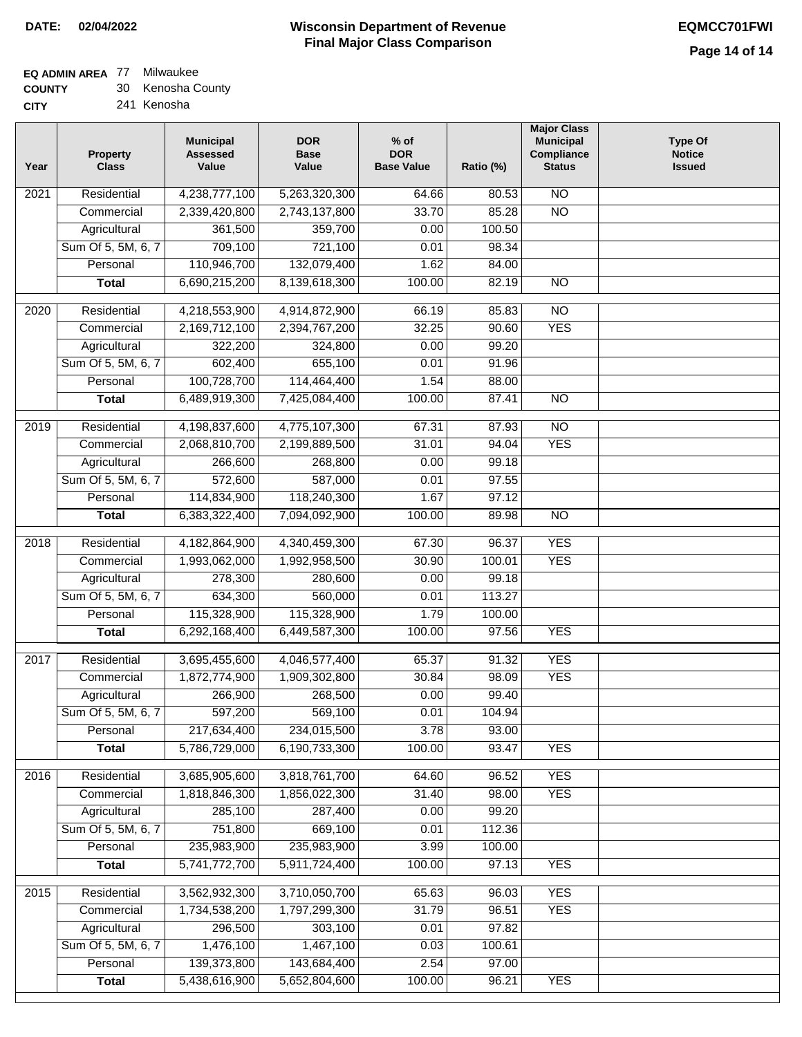**DATE:** 02/04/2022

# Wisconsin Department of Revenue
## Final Major Class Comparison

**EQMCC701FWI**

**EQ ADMIN AREA** 77 Milwaukee
**COUNTY** 30 Kenosha County
**CITY** 241 Kenosha

| Year | Property Class | Municipal Assessed Value | DOR Base Value | % of DOR Base Value | Ratio (%) | Major Class Municipal Compliance Status | Type Of Notice Issued |
|---|---|---|---|---|---|---|---|
| 2021 | Residential | 4,238,777,100 | 5,263,320,300 | 64.66 | 80.53 | NO | |
| | Commercial | 2,339,420,800 | 2,743,137,800 | 33.70 | 85.28 | NO | |
| | Agricultural | 361,500 | 359,700 | 0.00 | 100.50 | | |
| | Sum Of 5, 5M, 6, 7 | 709,100 | 721,100 | 0.01 | 98.34 | | |
| | Personal | 110,946,700 | 132,079,400 | 1.62 | 84.00 | | |
| | **Total** | 6,690,215,200 | 8,139,618,300 | 100.00 | 82.19 | NO | |
| 2020 | Residential | 4,218,553,900 | 4,914,872,900 | 66.19 | 85.83 | NO | |
| | Commercial | 2,169,712,100 | 2,394,767,200 | 32.25 | 90.60 | YES | |
| | Agricultural | 322,200 | 324,800 | 0.00 | 99.20 | | |
| | Sum Of 5, 5M, 6, 7 | 602,400 | 655,100 | 0.01 | 91.96 | | |
| | Personal | 100,728,700 | 114,464,400 | 1.54 | 88.00 | | |
| | **Total** | 6,489,919,300 | 7,425,084,400 | 100.00 | 87.41 | NO | |
| 2019 | Residential | 4,198,837,600 | 4,775,107,300 | 67.31 | 87.93 | NO | |
| | Commercial | 2,068,810,700 | 2,199,889,500 | 31.01 | 94.04 | YES | |
| | Agricultural | 266,600 | 268,800 | 0.00 | 99.18 | | |
| | Sum Of 5, 5M, 6, 7 | 572,600 | 587,000 | 0.01 | 97.55 | | |
| | Personal | 114,834,900 | 118,240,300 | 1.67 | 97.12 | | |
| | **Total** | 6,383,322,400 | 7,094,092,900 | 100.00 | 89.98 | NO | |
| 2018 | Residential | 4,182,864,900 | 4,340,459,300 | 67.30 | 96.37 | YES | |
| | Commercial | 1,993,062,000 | 1,992,958,500 | 30.90 | 100.01 | YES | |
| | Agricultural | 278,300 | 280,600 | 0.00 | 99.18 | | |
| | Sum Of 5, 5M, 6, 7 | 634,300 | 560,000 | 0.01 | 113.27 | | |
| | Personal | 115,328,900 | 115,328,900 | 1.79 | 100.00 | | |
| | **Total** | 6,292,168,400 | 6,449,587,300 | 100.00 | 97.56 | YES | |
| 2017 | Residential | 3,695,455,600 | 4,046,577,400 | 65.37 | 91.32 | YES | |
| | Commercial | 1,872,774,900 | 1,909,302,800 | 30.84 | 98.09 | YES | |
| | Agricultural | 266,900 | 268,500 | 0.00 | 99.40 | | |
| | Sum Of 5, 5M, 6, 7 | 597,200 | 569,100 | 0.01 | 104.94 | | |
| | Personal | 217,634,400 | 234,015,500 | 3.78 | 93.00 | | |
| | **Total** | 5,786,729,000 | 6,190,733,300 | 100.00 | 93.47 | YES | |
| 2016 | Residential | 3,685,905,600 | 3,818,761,700 | 64.60 | 96.52 | YES | |
| | Commercial | 1,818,846,300 | 1,856,022,300 | 31.40 | 98.00 | YES | |
| | Agricultural | 285,100 | 287,400 | 0.00 | 99.20 | | |
| | Sum Of 5, 5M, 6, 7 | 751,800 | 669,100 | 0.01 | 112.36 | | |
| | Personal | 235,983,900 | 235,983,900 | 3.99 | 100.00 | | |
| | **Total** | 5,741,772,700 | 5,911,724,400 | 100.00 | 97.13 | YES | |
| 2015 | Residential | 3,562,932,300 | 3,710,050,700 | 65.63 | 96.03 | YES | |
| | Commercial | 1,734,538,200 | 1,797,299,300 | 31.79 | 96.51 | YES | |
| | Agricultural | 296,500 | 303,100 | 0.01 | 97.82 | | |
| | Sum Of 5, 5M, 6, 7 | 1,476,100 | 1,467,100 | 0.03 | 100.61 | | |
| | Personal | 139,373,800 | 143,684,400 | 2.54 | 97.00 | | |
| | **Total** | 5,438,616,900 | 5,652,804,600 | 100.00 | 96.21 | YES | |